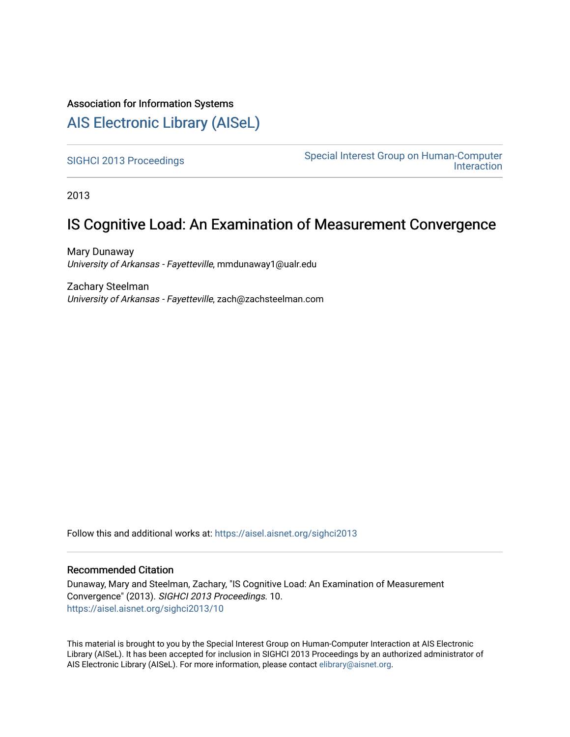Association for Information Systems

# AIS Electronic Library (AISeL)

SIGHCI 2013 Proceedings | Special Interest Group on Human-Computer Interaction

2013

## IS Cognitive Load: An Examination of Measurement Convergence

Mary Dunaway
*University of Arkansas - Fayetteville*, mmdunaway1@ualr.edu

Zachary Steelman
*University of Arkansas - Fayetteville*, zach@zachsteelman.com

Follow this and additional works at: https://aisel.aisnet.org/sighci2013

### Recommended Citation

Dunaway, Mary and Steelman, Zachary, "IS Cognitive Load: An Examination of Measurement Convergence" (2013). *SIGHCI 2013 Proceedings*. 10.
https://aisel.aisnet.org/sighci2013/10

This material is brought to you by the Special Interest Group on Human-Computer Interaction at AIS Electronic Library (AISeL). It has been accepted for inclusion in SIGHCI 2013 Proceedings by an authorized administrator of AIS Electronic Library (AISeL). For more information, please contact elibrary@aisnet.org.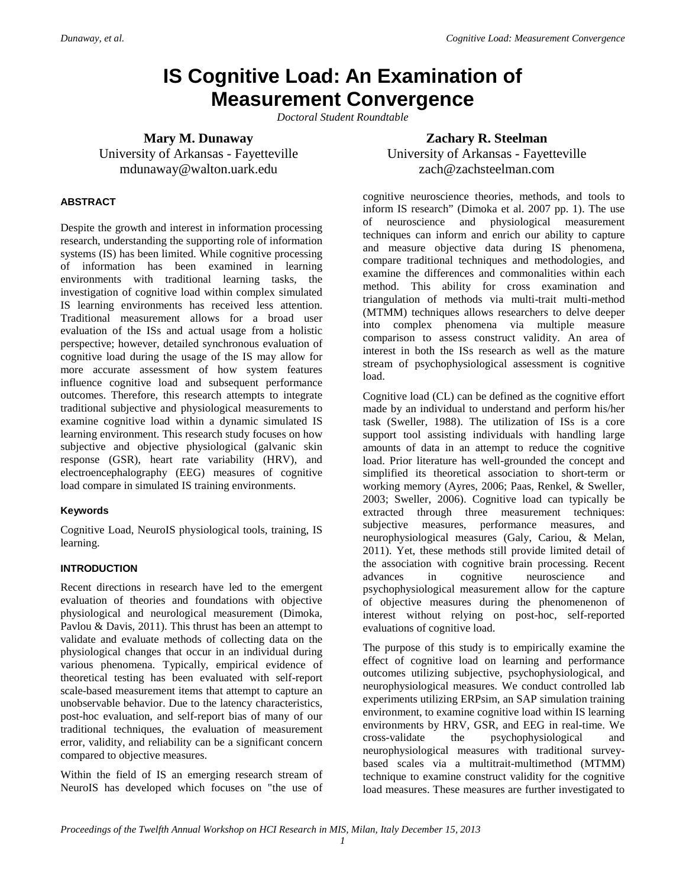# IS Cognitive Load: An Examination of Measurement Convergence

*Doctoral Student Roundtable*

**Mary M. Dunaway**
University of Arkansas - Fayetteville
mdunaway@walton.uark.edu

**Zachary R. Steelman**
University of Arkansas - Fayetteville
zach@zachsteelman.com

#### ABSTRACT

Despite the growth and interest in information processing research, understanding the supporting role of information systems (IS) has been limited. While cognitive processing of information has been examined in learning environments with traditional learning tasks, the investigation of cognitive load within complex simulated IS learning environments has received less attention. Traditional measurement allows for a broad user evaluation of the ISs and actual usage from a holistic perspective; however, detailed synchronous evaluation of cognitive load during the usage of the IS may allow for more accurate assessment of how system features influence cognitive load and subsequent performance outcomes. Therefore, this research attempts to integrate traditional subjective and physiological measurements to examine cognitive load within a dynamic simulated IS learning environment. This research study focuses on how subjective and objective physiological (galvanic skin response (GSR), heart rate variability (HRV), and electroencephalography (EEG) measures of cognitive load compare in simulated IS training environments.

#### Keywords

Cognitive Load, NeuroIS physiological tools, training, IS learning.

#### INTRODUCTION

Recent directions in research have led to the emergent evaluation of theories and foundations with objective physiological and neurological measurement (Dimoka, Pavlou & Davis, 2011). This thrust has been an attempt to validate and evaluate methods of collecting data on the physiological changes that occur in an individual during various phenomena. Typically, empirical evidence of theoretical testing has been evaluated with self-report scale-based measurement items that attempt to capture an unobservable behavior. Due to the latency characteristics, post-hoc evaluation, and self-report bias of many of our traditional techniques, the evaluation of measurement error, validity, and reliability can be a significant concern compared to objective measures.

Within the field of IS an emerging research stream of NeuroIS has developed which focuses on "the use of cognitive neuroscience theories, methods, and tools to inform IS research" (Dimoka et al. 2007 pp. 1). The use of neuroscience and physiological measurement techniques can inform and enrich our ability to capture and measure objective data during IS phenomena, compare traditional techniques and methodologies, and examine the differences and commonalities within each method. This ability for cross examination and triangulation of methods via multi-trait multi-method (MTMM) techniques allows researchers to delve deeper into complex phenomena via multiple measure comparison to assess construct validity. An area of interest in both the ISs research as well as the mature stream of psychophysiological assessment is cognitive load.

Cognitive load (CL) can be defined as the cognitive effort made by an individual to understand and perform his/her task (Sweller, 1988). The utilization of ISs is a core support tool assisting individuals with handling large amounts of data in an attempt to reduce the cognitive load. Prior literature has well-grounded the concept and simplified its theoretical association to short-term or working memory (Ayres, 2006; Paas, Renkel, & Sweller, 2003; Sweller, 2006). Cognitive load can typically be extracted through three measurement techniques: subjective measures, performance measures, and neurophysiological measures (Galy, Cariou, & Melan, 2011). Yet, these methods still provide limited detail of the association with cognitive brain processing. Recent advances in cognitive neuroscience and psychophysiological measurement allow for the capture of objective measures during the phenomenenon of interest without relying on post-hoc, self-reported evaluations of cognitive load.

The purpose of this study is to empirically examine the effect of cognitive load on learning and performance outcomes utilizing subjective, psychophysiological, and neurophysiological measures. We conduct controlled lab experiments utilizing ERPsim, an SAP simulation training environment, to examine cognitive load within IS learning environments by HRV, GSR, and EEG in real-time. We cross-validate the psychophysiological and neurophysiological measures with traditional survey-based scales via a multitrait-multimethod (MTMM) technique to examine construct validity for the cognitive load measures. These measures are further investigated to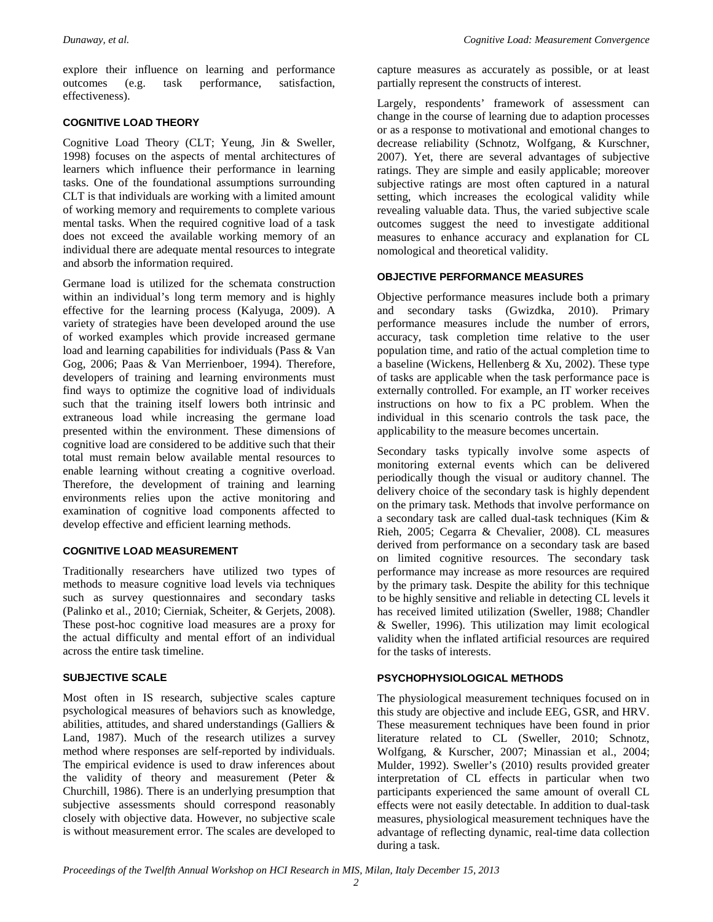explore their influence on learning and performance outcomes (e.g. task performance, satisfaction, effectiveness).

## COGNITIVE LOAD THEORY

Cognitive Load Theory (CLT; Yeung, Jin & Sweller, 1998) focuses on the aspects of mental architectures of learners which influence their performance in learning tasks. One of the foundational assumptions surrounding CLT is that individuals are working with a limited amount of working memory and requirements to complete various mental tasks. When the required cognitive load of a task does not exceed the available working memory of an individual there are adequate mental resources to integrate and absorb the information required.

Germane load is utilized for the schemata construction within an individual's long term memory and is highly effective for the learning process (Kalyuga, 2009). A variety of strategies have been developed around the use of worked examples which provide increased germane load and learning capabilities for individuals (Pass & Van Gog, 2006; Paas & Van Merrienboer, 1994). Therefore, developers of training and learning environments must find ways to optimize the cognitive load of individuals such that the training itself lowers both intrinsic and extraneous load while increasing the germane load presented within the environment. These dimensions of cognitive load are considered to be additive such that their total must remain below available mental resources to enable learning without creating a cognitive overload. Therefore, the development of training and learning environments relies upon the active monitoring and examination of cognitive load components affected to develop effective and efficient learning methods.

## COGNITIVE LOAD MEASUREMENT

Traditionally researchers have utilized two types of methods to measure cognitive load levels via techniques such as survey questionnaires and secondary tasks (Palinko et al., 2010; Cierniak, Scheiter, & Gerjets, 2008). These post-hoc cognitive load measures are a proxy for the actual difficulty and mental effort of an individual across the entire task timeline.

## SUBJECTIVE SCALE

Most often in IS research, subjective scales capture psychological measures of behaviors such as knowledge, abilities, attitudes, and shared understandings (Galliers & Land, 1987). Much of the research utilizes a survey method where responses are self-reported by individuals. The empirical evidence is used to draw inferences about the validity of theory and measurement (Peter & Churchill, 1986). There is an underlying presumption that subjective assessments should correspond reasonably closely with objective data. However, no subjective scale is without measurement error. The scales are developed to capture measures as accurately as possible, or at least partially represent the constructs of interest.

Largely, respondents' framework of assessment can change in the course of learning due to adaption processes or as a response to motivational and emotional changes to decrease reliability (Schnotz, Wolfgang, & Kurschner, 2007). Yet, there are several advantages of subjective ratings. They are simple and easily applicable; moreover subjective ratings are most often captured in a natural setting, which increases the ecological validity while revealing valuable data. Thus, the varied subjective scale outcomes suggest the need to investigate additional measures to enhance accuracy and explanation for CL nomological and theoretical validity.

## OBJECTIVE PERFORMANCE MEASURES

Objective performance measures include both a primary and secondary tasks (Gwizdka, 2010). Primary performance measures include the number of errors, accuracy, task completion time relative to the user population time, and ratio of the actual completion time to a baseline (Wickens, Hellenberg & Xu, 2002). These type of tasks are applicable when the task performance pace is externally controlled. For example, an IT worker receives instructions on how to fix a PC problem. When the individual in this scenario controls the task pace, the applicability to the measure becomes uncertain.

Secondary tasks typically involve some aspects of monitoring external events which can be delivered periodically though the visual or auditory channel. The delivery choice of the secondary task is highly dependent on the primary task. Methods that involve performance on a secondary task are called dual-task techniques (Kim & Rieh, 2005; Cegarra & Chevalier, 2008). CL measures derived from performance on a secondary task are based on limited cognitive resources. The secondary task performance may increase as more resources are required by the primary task. Despite the ability for this technique to be highly sensitive and reliable in detecting CL levels it has received limited utilization (Sweller, 1988; Chandler & Sweller, 1996). This utilization may limit ecological validity when the inflated artificial resources are required for the tasks of interests.

## PSYCHOPHYSIOLOGICAL METHODS

The physiological measurement techniques focused on in this study are objective and include EEG, GSR, and HRV. These measurement techniques have been found in prior literature related to CL (Sweller, 2010; Schnotz, Wolfgang, & Kurscher, 2007; Minassian et al., 2004; Mulder, 1992). Sweller's (2010) results provided greater interpretation of CL effects in particular when two participants experienced the same amount of overall CL effects were not easily detectable. In addition to dual-task measures, physiological measurement techniques have the advantage of reflecting dynamic, real-time data collection during a task.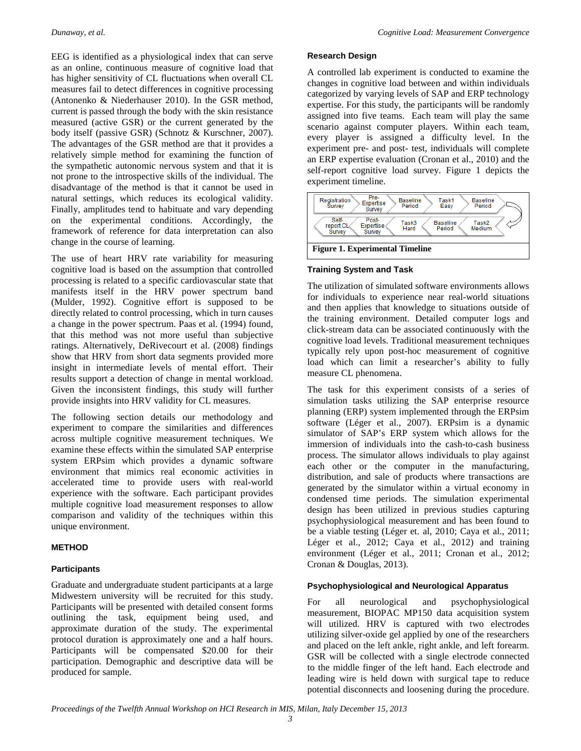EEG is identified as a physiological index that can serve as an online, continuous measure of cognitive load that has higher sensitivity of CL fluctuations when overall CL measures fail to detect differences in cognitive processing (Antonenko & Niederhauser 2010). In the GSR method, current is passed through the body with the skin resistance measured (active GSR) or the current generated by the body itself (passive GSR) (Schnotz & Kurschner, 2007). The advantages of the GSR method are that it provides a relatively simple method for examining the function of the sympathetic autonomic nervous system and that it is not prone to the introspective skills of the individual. The disadvantage of the method is that it cannot be used in natural settings, which reduces its ecological validity. Finally, amplitudes tend to habituate and vary depending on the experimental conditions. Accordingly, the framework of reference for data interpretation can also change in the course of learning.

The use of heart HRV rate variability for measuring cognitive load is based on the assumption that controlled processing is related to a specific cardiovascular state that manifests itself in the HRV power spectrum band (Mulder, 1992). Cognitive effort is supposed to be directly related to control processing, which in turn causes a change in the power spectrum. Paas et al. (1994) found, that this method was not more useful than subjective ratings. Alternatively, DeRivecourt et al. (2008) findings show that HRV from short data segments provided more insight in intermediate levels of mental effort. Their results support a detection of change in mental workload. Given the inconsistent findings, this study will further provide insights into HRV validity for CL measures.

The following section details our methodology and experiment to compare the similarities and differences across multiple cognitive measurement techniques. We examine these effects within the simulated SAP enterprise system ERPsim which provides a dynamic software environment that mimics real economic activities in accelerated time to provide users with real-world experience with the software. Each participant provides multiple cognitive load measurement responses to allow comparison and validity of the techniques within this unique environment.

## METHOD

### Participants

Graduate and undergraduate student participants at a large Midwestern university will be recruited for this study. Participants will be presented with detailed consent forms outlining the task, equipment being used, and approximate duration of the study. The experimental protocol duration is approximately one and a half hours. Participants will be compensated $20.00 for their participation. Demographic and descriptive data will be produced for sample.

### Research Design

A controlled lab experiment is conducted to examine the changes in cognitive load between and within individuals categorized by varying levels of SAP and ERP technology expertise. For this study, the participants will be randomly assigned into five teams. Each team will play the same scenario against computer players. Within each team, every player is assigned a difficulty level. In the experiment pre- and post- test, individuals will complete an ERP expertise evaluation (Cronan et al., 2010) and the self-report cognitive load survey. Figure 1 depicts the experiment timeline.

Registration Survey → Pre-Expertise Survey → Baseline Period → Task1 Easy → Baseline Period → Task2 Medium → Baseline Period → Task3 Hard → Post-Expertise Survey → Self-report CL Survey

**Figure 1. Experimental Timeline**

### Training System and Task

The utilization of simulated software environments allows for individuals to experience near real-world situations and then applies that knowledge to situations outside of the training environment. Detailed computer logs and click-stream data can be associated continuously with the cognitive load levels. Traditional measurement techniques typically rely upon post-hoc measurement of cognitive load which can limit a researcher's ability to fully measure CL phenomena.

The task for this experiment consists of a series of simulation tasks utilizing the SAP enterprise resource planning (ERP) system implemented through the ERPsim software (Léger et al., 2007). ERPsim is a dynamic simulator of SAP's ERP system which allows for the immersion of individuals into the cash-to-cash business process. The simulator allows individuals to play against each other or the computer in the manufacturing, distribution, and sale of products where transactions are generated by the simulator within a virtual economy in condensed time periods. The simulation experimental design has been utilized in previous studies capturing psychophysiological measurement and has been found to be a viable testing (Léger et. al, 2010; Caya et al., 2011; Léger et al., 2012; Caya et al., 2012) and training environment (Léger et al., 2011; Cronan et al., 2012; Cronan & Douglas, 2013).

### Psychophysiological and Neurological Apparatus

For all neurological and psychophysiological measurement, BIOPAC MP150 data acquisition system will utilized. HRV is captured with two electrodes utilizing silver-oxide gel applied by one of the researchers and placed on the left ankle, right ankle, and left forearm. GSR will be collected with a single electrode connected to the middle finger of the left hand. Each electrode and leading wire is held down with surgical tape to reduce potential disconnects and loosening during the procedure.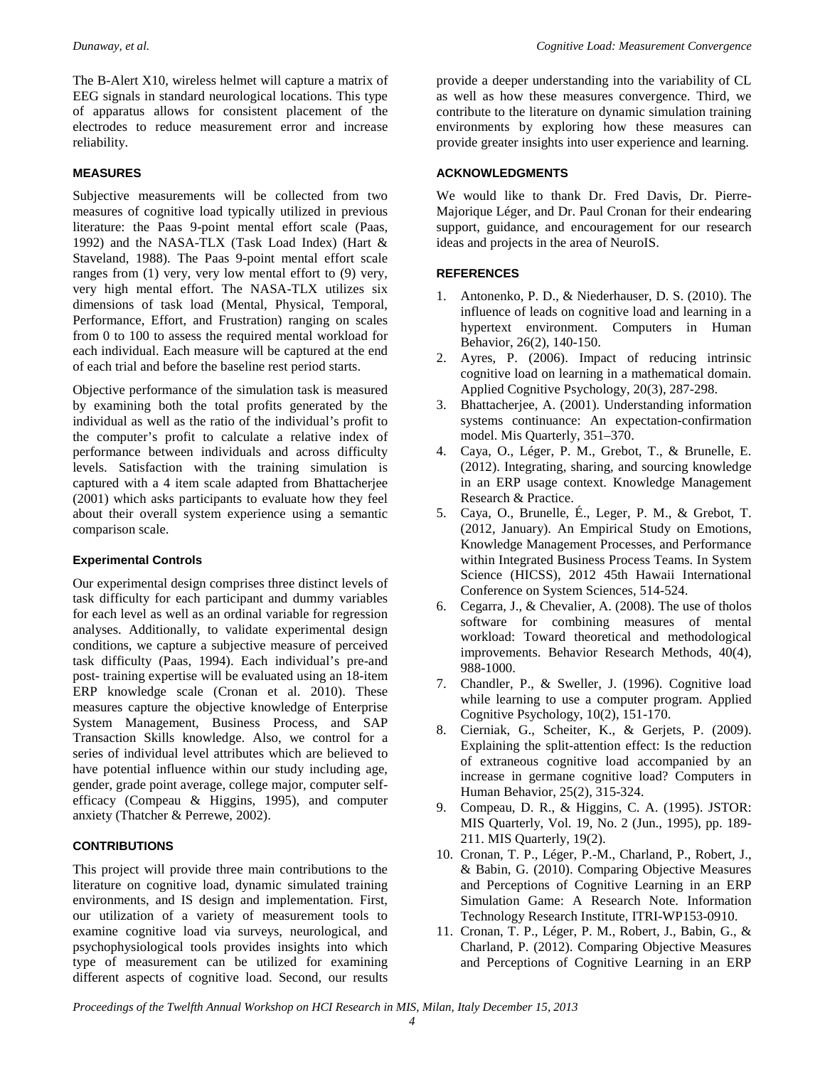The B-Alert X10, wireless helmet will capture a matrix of EEG signals in standard neurological locations. This type of apparatus allows for consistent placement of the electrodes to reduce measurement error and increase reliability.

## MEASURES

Subjective measurements will be collected from two measures of cognitive load typically utilized in previous literature: the Paas 9-point mental effort scale (Paas, 1992) and the NASA-TLX (Task Load Index) (Hart & Staveland, 1988). The Paas 9-point mental effort scale ranges from (1) very, very low mental effort to (9) very, very high mental effort. The NASA-TLX utilizes six dimensions of task load (Mental, Physical, Temporal, Performance, Effort, and Frustration) ranging on scales from 0 to 100 to assess the required mental workload for each individual. Each measure will be captured at the end of each trial and before the baseline rest period starts.

Objective performance of the simulation task is measured by examining both the total profits generated by the individual as well as the ratio of the individual's profit to the computer's profit to calculate a relative index of performance between individuals and across difficulty levels. Satisfaction with the training simulation is captured with a 4 item scale adapted from Bhattacherjee (2001) which asks participants to evaluate how they feel about their overall system experience using a semantic comparison scale.

### Experimental Controls

Our experimental design comprises three distinct levels of task difficulty for each participant and dummy variables for each level as well as an ordinal variable for regression analyses. Additionally, to validate experimental design conditions, we capture a subjective measure of perceived task difficulty (Paas, 1994). Each individual's pre-and post- training expertise will be evaluated using an 18-item ERP knowledge scale (Cronan et al. 2010). These measures capture the objective knowledge of Enterprise System Management, Business Process, and SAP Transaction Skills knowledge. Also, we control for a series of individual level attributes which are believed to have potential influence within our study including age, gender, grade point average, college major, computer self-efficacy (Compeau & Higgins, 1995), and computer anxiety (Thatcher & Perrewe, 2002).

## CONTRIBUTIONS

This project will provide three main contributions to the literature on cognitive load, dynamic simulated training environments, and IS design and implementation. First, our utilization of a variety of measurement tools to examine cognitive load via surveys, neurological, and psychophysiological tools provides insights into which type of measurement can be utilized for examining different aspects of cognitive load. Second, our results provide a deeper understanding into the variability of CL as well as how these measures convergence. Third, we contribute to the literature on dynamic simulation training environments by exploring how these measures can provide greater insights into user experience and learning.

## ACKNOWLEDGMENTS

We would like to thank Dr. Fred Davis, Dr. Pierre-Majorique Léger, and Dr. Paul Cronan for their endearing support, guidance, and encouragement for our research ideas and projects in the area of NeuroIS.

## REFERENCES

1. Antonenko, P. D., & Niederhauser, D. S. (2010). The influence of leads on cognitive load and learning in a hypertext environment. Computers in Human Behavior, 26(2), 140-150.
2. Ayres, P. (2006). Impact of reducing intrinsic cognitive load on learning in a mathematical domain. Applied Cognitive Psychology, 20(3), 287-298.
3. Bhattacherjee, A. (2001). Understanding information systems continuance: An expectation-confirmation model. Mis Quarterly, 351–370.
4. Caya, O., Léger, P. M., Grebot, T., & Brunelle, E. (2012). Integrating, sharing, and sourcing knowledge in an ERP usage context. Knowledge Management Research & Practice.
5. Caya, O., Brunelle, É., Leger, P. M., & Grebot, T. (2012, January). An Empirical Study on Emotions, Knowledge Management Processes, and Performance within Integrated Business Process Teams. In System Science (HICSS), 2012 45th Hawaii International Conference on System Sciences, 514-524.
6. Cegarra, J., & Chevalier, A. (2008). The use of tholos software for combining measures of mental workload: Toward theoretical and methodological improvements. Behavior Research Methods, 40(4), 988-1000.
7. Chandler, P., & Sweller, J. (1996). Cognitive load while learning to use a computer program. Applied Cognitive Psychology, 10(2), 151-170.
8. Cierniak, G., Scheiter, K., & Gerjets, P. (2009). Explaining the split-attention effect: Is the reduction of extraneous cognitive load accompanied by an increase in germane cognitive load? Computers in Human Behavior, 25(2), 315-324.
9. Compeau, D. R., & Higgins, C. A. (1995). JSTOR: MIS Quarterly, Vol. 19, No. 2 (Jun., 1995), pp. 189-211. MIS Quarterly, 19(2).
10. Cronan, T. P., Léger, P.-M., Charland, P., Robert, J., & Babin, G. (2010). Comparing Objective Measures and Perceptions of Cognitive Learning in an ERP Simulation Game: A Research Note. Information Technology Research Institute, ITRI-WP153-0910.
11. Cronan, T. P., Léger, P. M., Robert, J., Babin, G., & Charland, P. (2012). Comparing Objective Measures and Perceptions of Cognitive Learning in an ERP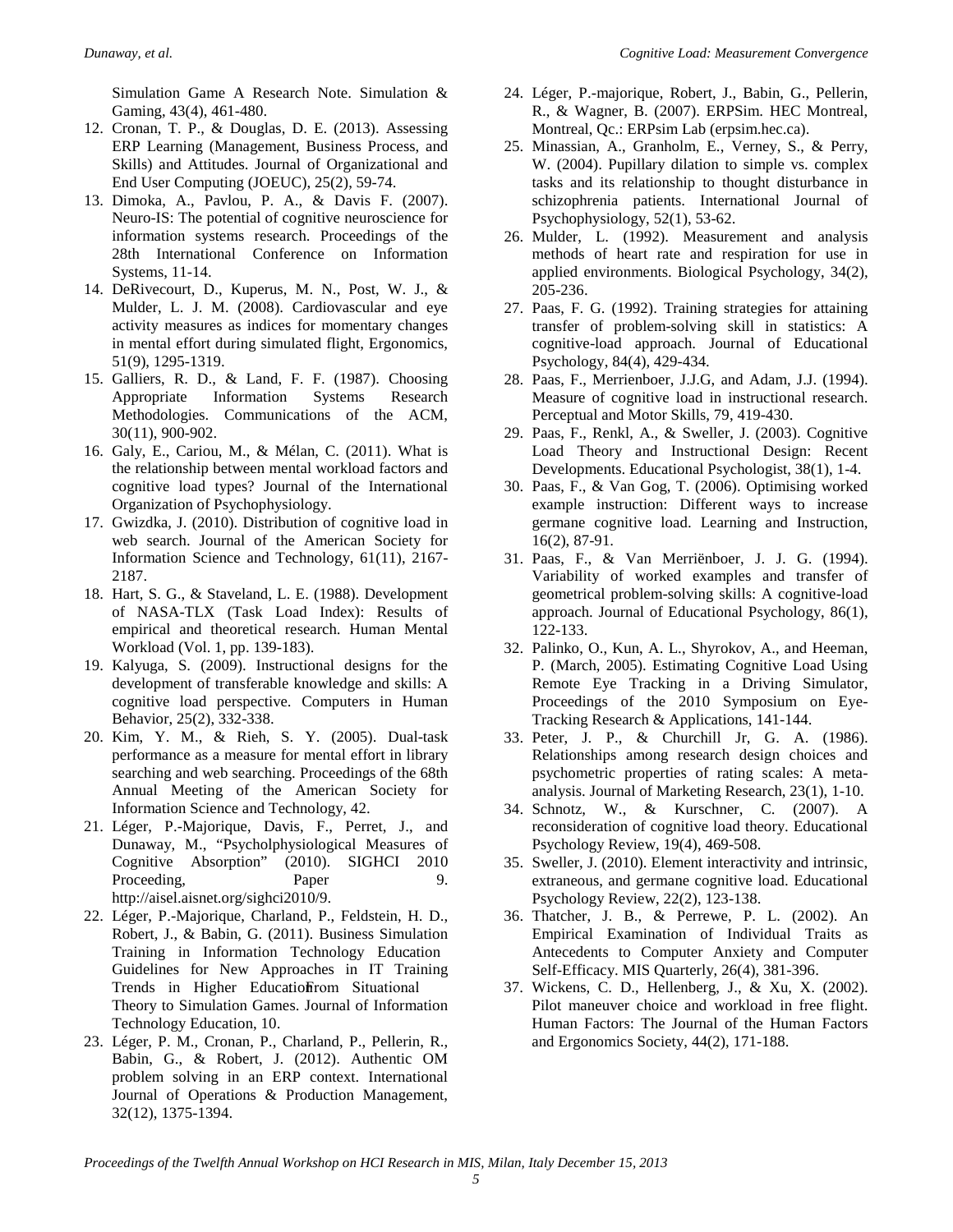Simulation Game A Research Note. Simulation & Gaming, 43(4), 461-480.

12. Cronan, T. P., & Douglas, D. E. (2013). Assessing ERP Learning (Management, Business Process, and Skills) and Attitudes. Journal of Organizational and End User Computing (JOEUC), 25(2), 59-74.
13. Dimoka, A., Pavlou, P. A., & Davis F. (2007). Neuro-IS: The potential of cognitive neuroscience for information systems research. Proceedings of the 28th International Conference on Information Systems, 11-14.
14. DeRivecourt, D., Kuperus, M. N., Post, W. J., & Mulder, L. J. M. (2008). Cardiovascular and eye activity measures as indices for momentary changes in mental effort during simulated flight, Ergonomics, 51(9), 1295-1319.
15. Galliers, R. D., & Land, F. F. (1987). Choosing Appropriate Information Systems Research Methodologies. Communications of the ACM, 30(11), 900-902.
16. Galy, E., Cariou, M., & Mélan, C. (2011). What is the relationship between mental workload factors and cognitive load types? Journal of the International Organization of Psychophysiology.
17. Gwizdka, J. (2010). Distribution of cognitive load in web search. Journal of the American Society for Information Science and Technology, 61(11), 2167-2187.
18. Hart, S. G., & Staveland, L. E. (1988). Development of NASA-TLX (Task Load Index): Results of empirical and theoretical research. Human Mental Workload (Vol. 1, pp. 139-183).
19. Kalyuga, S. (2009). Instructional designs for the development of transferable knowledge and skills: A cognitive load perspective. Computers in Human Behavior, 25(2), 332-338.
20. Kim, Y. M., & Rieh, S. Y. (2005). Dual-task performance as a measure for mental effort in library searching and web searching. Proceedings of the 68th Annual Meeting of the American Society for Information Science and Technology, 42.
21. Léger, P.-Majorique, Davis, F., Perret, J., and Dunaway, M., "Psycholphysiological Measures of Cognitive Absorption" (2010). SIGHCI 2010 Proceeding, Paper 9. http://aisel.aisnet.org/sighci2010/9.
22. Léger, P.-Majorique, Charland, P., Feldstein, H. D., Robert, J., & Babin, G. (2011). Business Simulation Training in Information Technology Education Guidelines for New Approaches in IT Training Trends in Higher EducationFrom Situational Theory to Simulation Games. Journal of Information Technology Education, 10.
23. Léger, P. M., Cronan, P., Charland, P., Pellerin, R., Babin, G., & Robert, J. (2012). Authentic OM problem solving in an ERP context. International Journal of Operations & Production Management, 32(12), 1375-1394.
24. Léger, P.-majorique, Robert, J., Babin, G., Pellerin, R., & Wagner, B. (2007). ERPSim. HEC Montreal, Montreal, Qc.: ERPsim Lab (erpsim.hec.ca).
25. Minassian, A., Granholm, E., Verney, S., & Perry, W. (2004). Pupillary dilation to simple vs. complex tasks and its relationship to thought disturbance in schizophrenia patients. International Journal of Psychophysiology, 52(1), 53-62.
26. Mulder, L. (1992). Measurement and analysis methods of heart rate and respiration for use in applied environments. Biological Psychology, 34(2), 205-236.
27. Paas, F. G. (1992). Training strategies for attaining transfer of problem-solving skill in statistics: A cognitive-load approach. Journal of Educational Psychology, 84(4), 429-434.
28. Paas, F., Merrienboer, J.J.G, and Adam, J.J. (1994). Measure of cognitive load in instructional research. Perceptual and Motor Skills, 79, 419-430.
29. Paas, F., Renkl, A., & Sweller, J. (2003). Cognitive Load Theory and Instructional Design: Recent Developments. Educational Psychologist, 38(1), 1-4.
30. Paas, F., & Van Gog, T. (2006). Optimising worked example instruction: Different ways to increase germane cognitive load. Learning and Instruction, 16(2), 87-91.
31. Paas, F., & Van Merriënboer, J. J. G. (1994). Variability of worked examples and transfer of geometrical problem-solving skills: A cognitive-load approach. Journal of Educational Psychology, 86(1), 122-133.
32. Palinko, O., Kun, A. L., Shyrokov, A., and Heeman, P. (March, 2005). Estimating Cognitive Load Using Remote Eye Tracking in a Driving Simulator, Proceedings of the 2010 Symposium on Eye-Tracking Research & Applications, 141-144.
33. Peter, J. P., & Churchill Jr, G. A. (1986). Relationships among research design choices and psychometric properties of rating scales: A meta-analysis. Journal of Marketing Research, 23(1), 1-10.
34. Schnotz, W., & Kurschner, C. (2007). A reconsideration of cognitive load theory. Educational Psychology Review, 19(4), 469-508.
35. Sweller, J. (2010). Element interactivity and intrinsic, extraneous, and germane cognitive load. Educational Psychology Review, 22(2), 123-138.
36. Thatcher, J. B., & Perrewe, P. L. (2002). An Empirical Examination of Individual Traits as Antecedents to Computer Anxiety and Computer Self-Efficacy. MIS Quarterly, 26(4), 381-396.
37. Wickens, C. D., Hellenberg, J., & Xu, X. (2002). Pilot maneuver choice and workload in free flight. Human Factors: The Journal of the Human Factors and Ergonomics Society, 44(2), 171-188.